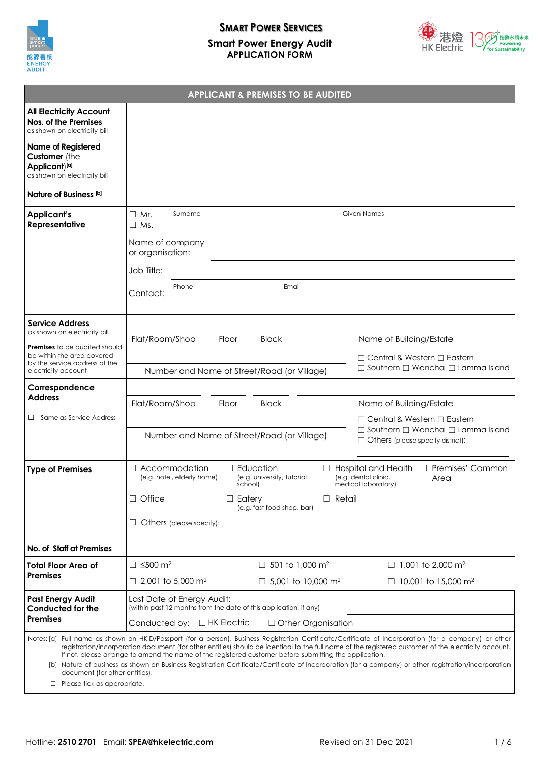# SMART POWER SERVICES

## Smart Power Energy Audit

### APPLICATION FORM

| APPLICANT & PREMISES TO BE AUDITED | |
|---|---|
| **All Electricity Account Nos. of the Premises** as shown on electricity bill | |
| **Name of Registered Customer** (the **Applicant**)[a] as shown on electricity bill | |
| **Nature of Business** [b] | |
| **Applicant's Representative** | ☐ Mr. ☐ Ms. Surname \_\_\_\_\_\_ Given Names \_\_\_\_\_\_<br>Name of company or organisation: \_\_\_\_\_\_<br>Job Title: \_\_\_\_\_\_<br>Contact: Phone \_\_\_\_\_\_ Email \_\_\_\_\_\_ |
| **Service Address** as shown on electricity bill<br>**Premises** to be audited should be within the area covered by the service address of the electricity account | Flat/Room/Shop \_\_\_ Floor \_\_\_ Block \_\_\_ Name of Building/Estate \_\_\_<br>Number and Name of Street/Road (or Village) \_\_\_<br>☐ Central & Western ☐ Eastern ☐ Southern ☐ Wanchai ☐ Lamma Island |
| **Correspondence Address**<br>☐ Same as Service Address | Flat/Room/Shop \_\_\_ Floor \_\_\_ Block \_\_\_ Name of Building/Estate \_\_\_<br>Number and Name of Street/Road (or Village) \_\_\_<br>☐ Central & Western ☐ Eastern ☐ Southern ☐ Wanchai ☐ Lamma Island ☐ Others (please specify district): \_\_\_ |
| **Type of Premises** | ☐ Accommodation (e.g. hotel, elderly home) ☐ Education (e.g. university, tutorial school) ☐ Hospital and Health (e.g. dental clinic, medical laboratory) ☐ Premises' Common Area<br>☐ Office ☐ Eatery (e.g. fast food shop, bar) ☐ Retail<br>☐ Others (please specify): \_\_\_ |
| **No. of Staff at Premises** | |
| **Total Floor Area of Premises** | ☐ ≤500 m² ☐ 501 to 1,000 m² ☐ 1,001 to 2,000 m²<br>☐ 2,001 to 5,000 m² ☐ 5,001 to 10,000 m² ☐ 10,001 to 15,000 m² |
| **Past Energy Audit Conducted for the Premises** | Last Date of Energy Audit: (within past 12 months from the date of this application, if any) \_\_\_<br>Conducted by: ☐ HK Electric ☐ Other Organisation |

Notes: [a] Full name as shown on HKID/Passport (for a person), Business Registration Certificate/Certificate of Incorporation (for a company) or other registration/incorporation document (for other entities) should be identical to the full name of the registered customer of the electricity account. If not, please arrange to amend the name of the registered customer before submitting the application.

[b] Nature of business as shown on Business Registration Certificate/Certificate of Incorporation (for a company) or other registration/incorporation document (for other entities).

☐ Please tick as appropriate.

Hotline: **2510 2701** Email: **SPEA@hkelectric.com** Revised on 31 Dec 2021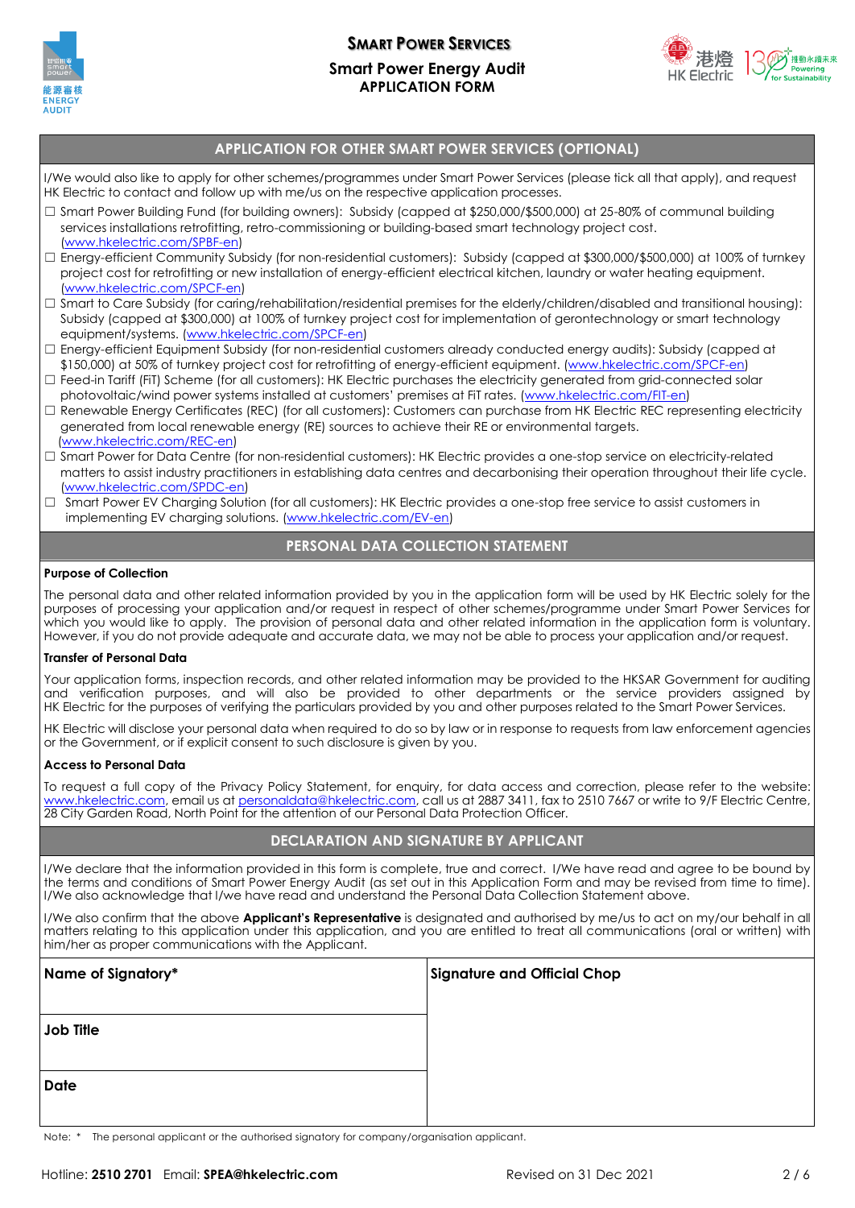# Smart Power Services

## Smart Power Energy Audit
## APPLICATION FORM

## APPLICATION FOR OTHER SMART POWER SERVICES (OPTIONAL)

I/We would also like to apply for other schemes/programmes under Smart Power Services (please tick all that apply), and request HK Electric to contact and follow up with me/us on the respective application processes.

- ☐ Smart Power Building Fund (for building owners): Subsidy (capped at $250,000/$500,000) at 25-80% of communal building services installations retrofitting, retro-commissioning or building-based smart technology project cost. (www.hkelectric.com/SPBF-en)
- ☐ Energy-efficient Community Subsidy (for non-residential customers): Subsidy (capped at $300,000/$500,000) at 100% of turnkey project cost for retrofitting or new installation of energy-efficient electrical kitchen, laundry or water heating equipment. (www.hkelectric.com/SPCF-en)
- ☐ Smart to Care Subsidy (for caring/rehabilitation/residential premises for the elderly/children/disabled and transitional housing): Subsidy (capped at $300,000) at 100% of turnkey project cost for implementation of gerontechnology or smart technology equipment/systems. (www.hkelectric.com/SPCF-en)
- ☐ Energy-efficient Equipment Subsidy (for non-residential customers already conducted energy audits): Subsidy (capped at $150,000) at 50% of turnkey project cost for retrofitting of energy-efficient equipment. (www.hkelectric.com/SPCF-en)
- ☐ Feed-in Tariff (FiT) Scheme (for all customers): HK Electric purchases the electricity generated from grid-connected solar photovoltaic/wind power systems installed at customers' premises at FiT rates. (www.hkelectric.com/FIT-en)
- ☐ Renewable Energy Certificates (REC) (for all customers): Customers can purchase from HK Electric REC representing electricity generated from local renewable energy (RE) sources to achieve their RE or environmental targets. (www.hkelectric.com/REC-en)
- ☐ Smart Power for Data Centre (for non-residential customers): HK Electric provides a one-stop service on electricity-related matters to assist industry practitioners in establishing data centres and decarbonising their operation throughout their life cycle. (www.hkelectric.com/SPDC-en)
- ☐ Smart Power EV Charging Solution (for all customers): HK Electric provides a one-stop free service to assist customers in implementing EV charging solutions. (www.hkelectric.com/EV-en)

## PERSONAL DATA COLLECTION STATEMENT

**Purpose of Collection**

The personal data and other related information provided by you in the application form will be used by HK Electric solely for the purposes of processing your application and/or request in respect of other schemes/programme under Smart Power Services for which you would like to apply. The provision of personal data and other related information in the application form is voluntary. However, if you do not provide adequate and accurate data, we may not be able to process your application and/or request.

**Transfer of Personal Data**

Your application forms, inspection records, and other related information may be provided to the HKSAR Government for auditing and verification purposes, and will also be provided to other departments or the service providers assigned by HK Electric for the purposes of verifying the particulars provided by you and other purposes related to the Smart Power Services.

HK Electric will disclose your personal data when required to do so by law or in response to requests from law enforcement agencies or the Government, or if explicit consent to such disclosure is given by you.

**Access to Personal Data**

To request a full copy of the Privacy Policy Statement, for enquiry, for data access and correction, please refer to the website: www.hkelectric.com, email us at personaldata@hkelectric.com, call us at 2887 3411, fax to 2510 7667 or write to 9/F Electric Centre, 28 City Garden Road, North Point for the attention of our Personal Data Protection Officer.

## DECLARATION AND SIGNATURE BY APPLICANT

I/We declare that the information provided in this form is complete, true and correct. I/We have read and agree to be bound by the terms and conditions of Smart Power Energy Audit (as set out in this Application Form and may be revised from time to time). I/We also acknowledge that I/we have read and understand the Personal Data Collection Statement above.

I/We also confirm that the above **Applicant's Representative** is designated and authorised by me/us to act on my/our behalf in all matters relating to this application under this application, and you are entitled to treat all communications (oral or written) with him/her as proper communications with the Applicant.

| **Name of Signatory*** | **Signature and Official Chop** |
|---|---|
| **Job Title** | |
| **Date** | |

Note: * The personal applicant or the authorised signatory for company/organisation applicant.

Hotline: **2510 2701** Email: **SPEA@hkelectric.com** Revised on 31 Dec 2021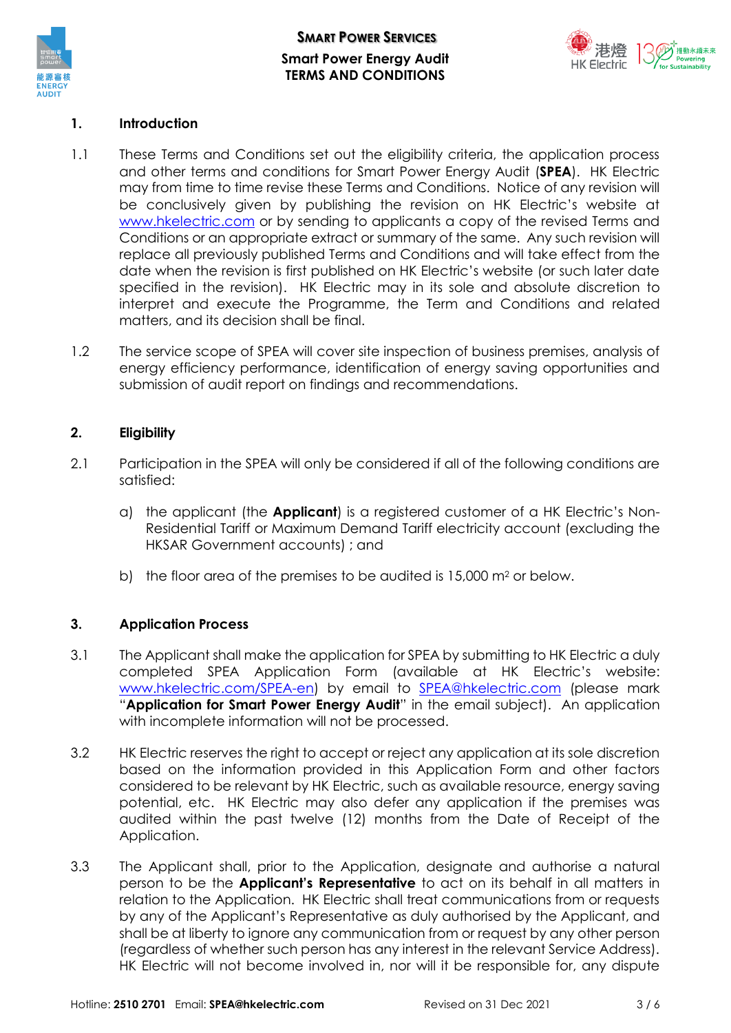# Smart Power Services

## Smart Power Energy Audit
## TERMS AND CONDITIONS

### 1. Introduction

1.1 These Terms and Conditions set out the eligibility criteria, the application process and other terms and conditions for Smart Power Energy Audit (**SPEA**). HK Electric may from time to time revise these Terms and Conditions. Notice of any revision will be conclusively given by publishing the revision on HK Electric's website at www.hkelectric.com or by sending to applicants a copy of the revised Terms and Conditions or an appropriate extract or summary of the same. Any such revision will replace all previously published Terms and Conditions and will take effect from the date when the revision is first published on HK Electric's website (or such later date specified in the revision). HK Electric may in its sole and absolute discretion to interpret and execute the Programme, the Term and Conditions and related matters, and its decision shall be final.

1.2 The service scope of SPEA will cover site inspection of business premises, analysis of energy efficiency performance, identification of energy saving opportunities and submission of audit report on findings and recommendations.

### 2. Eligibility

2.1 Participation in the SPEA will only be considered if all of the following conditions are satisfied:

a) the applicant (the **Applicant**) is a registered customer of a HK Electric's Non-Residential Tariff or Maximum Demand Tariff electricity account (excluding the HKSAR Government accounts) ; and

b) the floor area of the premises to be audited is 15,000 $m^2$ or below.

### 3. Application Process

3.1 The Applicant shall make the application for SPEA by submitting to HK Electric a duly completed SPEA Application Form (available at HK Electric's website: www.hkelectric.com/SPEA-en) by email to SPEA@hkelectric.com (please mark "**Application for Smart Power Energy Audit**" in the email subject). An application with incomplete information will not be processed.

3.2 HK Electric reserves the right to accept or reject any application at its sole discretion based on the information provided in this Application Form and other factors considered to be relevant by HK Electric, such as available resource, energy saving potential, etc. HK Electric may also defer any application if the premises was audited within the past twelve (12) months from the Date of Receipt of the Application.

3.3 The Applicant shall, prior to the Application, designate and authorise a natural person to be the **Applicant's Representative** to act on its behalf in all matters in relation to the Application. HK Electric shall treat communications from or requests by any of the Applicant's Representative as duly authorised by the Applicant, and shall be at liberty to ignore any communication from or request by any other person (regardless of whether such person has any interest in the relevant Service Address). HK Electric will not become involved in, nor will it be responsible for, any dispute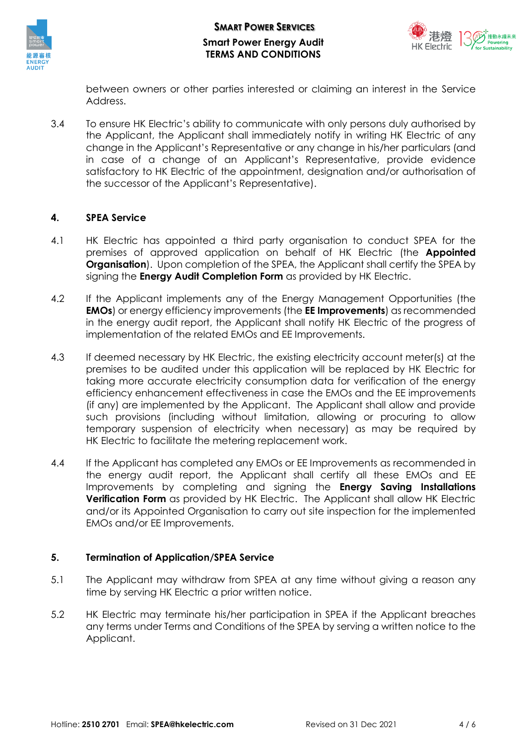between owners or other parties interested or claiming an interest in the Service Address.

3.4 To ensure HK Electric's ability to communicate with only persons duly authorised by the Applicant, the Applicant shall immediately notify in writing HK Electric of any change in the Applicant's Representative or any change in his/her particulars (and in case of a change of an Applicant's Representative, provide evidence satisfactory to HK Electric of the appointment, designation and/or authorisation of the successor of the Applicant's Representative).

## 4. SPEA Service

4.1 HK Electric has appointed a third party organisation to conduct SPEA for the premises of approved application on behalf of HK Electric (the **Appointed Organisation**). Upon completion of the SPEA, the Applicant shall certify the SPEA by signing the **Energy Audit Completion Form** as provided by HK Electric.

4.2 If the Applicant implements any of the Energy Management Opportunities (the **EMOs**) or energy efficiency improvements (the **EE Improvements**) as recommended in the energy audit report, the Applicant shall notify HK Electric of the progress of implementation of the related EMOs and EE Improvements.

4.3 If deemed necessary by HK Electric, the existing electricity account meter(s) at the premises to be audited under this application will be replaced by HK Electric for taking more accurate electricity consumption data for verification of the energy efficiency enhancement effectiveness in case the EMOs and the EE improvements (if any) are implemented by the Applicant. The Applicant shall allow and provide such provisions (including without limitation, allowing or procuring to allow temporary suspension of electricity when necessary) as may be required by HK Electric to facilitate the metering replacement work.

4.4 If the Applicant has completed any EMOs or EE Improvements as recommended in the energy audit report, the Applicant shall certify all these EMOs and EE Improvements by completing and signing the **Energy Saving Installations Verification Form** as provided by HK Electric. The Applicant shall allow HK Electric and/or its Appointed Organisation to carry out site inspection for the implemented EMOs and/or EE Improvements.

## 5. Termination of Application/SPEA Service

5.1 The Applicant may withdraw from SPEA at any time without giving a reason any time by serving HK Electric a prior written notice.

5.2 HK Electric may terminate his/her participation in SPEA if the Applicant breaches any terms under Terms and Conditions of the SPEA by serving a written notice to the Applicant.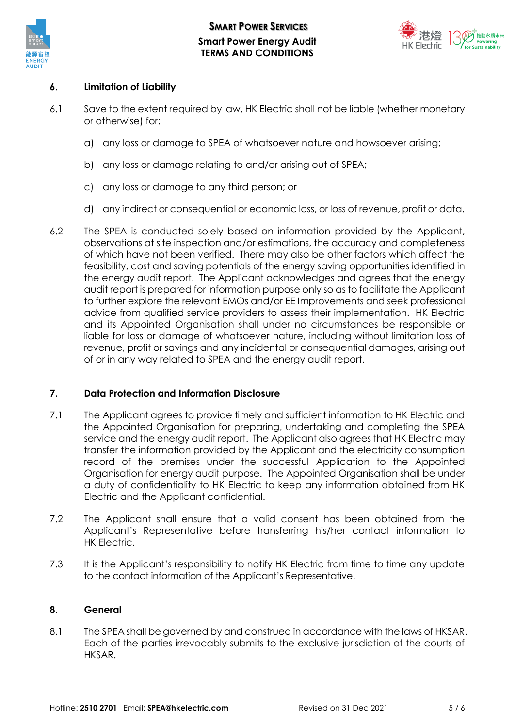## 6. Limitation of Liability

6.1 Save to the extent required by law, HK Electric shall not be liable (whether monetary or otherwise) for:

a) any loss or damage to SPEA of whatsoever nature and howsoever arising;

b) any loss or damage relating to and/or arising out of SPEA;

c) any loss or damage to any third person; or

d) any indirect or consequential or economic loss, or loss of revenue, profit or data.

6.2 The SPEA is conducted solely based on information provided by the Applicant, observations at site inspection and/or estimations, the accuracy and completeness of which have not been verified. There may also be other factors which affect the feasibility, cost and saving potentials of the energy saving opportunities identified in the energy audit report. The Applicant acknowledges and agrees that the energy audit report is prepared for information purpose only so as to facilitate the Applicant to further explore the relevant EMOs and/or EE Improvements and seek professional advice from qualified service providers to assess their implementation. HK Electric and its Appointed Organisation shall under no circumstances be responsible or liable for loss or damage of whatsoever nature, including without limitation loss of revenue, profit or savings and any incidental or consequential damages, arising out of or in any way related to SPEA and the energy audit report.

## 7. Data Protection and Information Disclosure

7.1 The Applicant agrees to provide timely and sufficient information to HK Electric and the Appointed Organisation for preparing, undertaking and completing the SPEA service and the energy audit report. The Applicant also agrees that HK Electric may transfer the information provided by the Applicant and the electricity consumption record of the premises under the successful Application to the Appointed Organisation for energy audit purpose. The Appointed Organisation shall be under a duty of confidentiality to HK Electric to keep any information obtained from HK Electric and the Applicant confidential.

7.2 The Applicant shall ensure that a valid consent has been obtained from the Applicant's Representative before transferring his/her contact information to HK Electric.

7.3 It is the Applicant's responsibility to notify HK Electric from time to time any update to the contact information of the Applicant's Representative.

## 8. General

8.1 The SPEA shall be governed by and construed in accordance with the laws of HKSAR. Each of the parties irrevocably submits to the exclusive jurisdiction of the courts of HKSAR.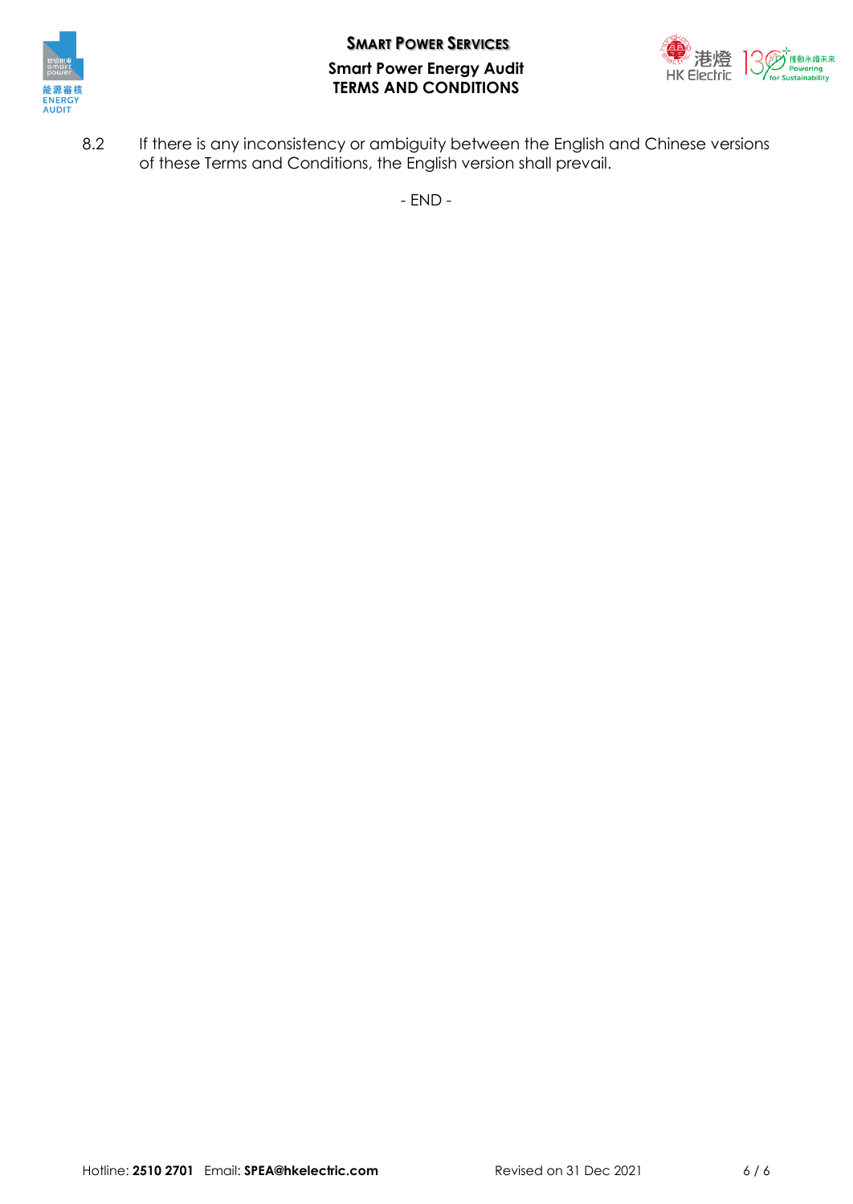8.2 If there is any inconsistency or ambiguity between the English and Chinese versions of these Terms and Conditions, the English version shall prevail.

- END -